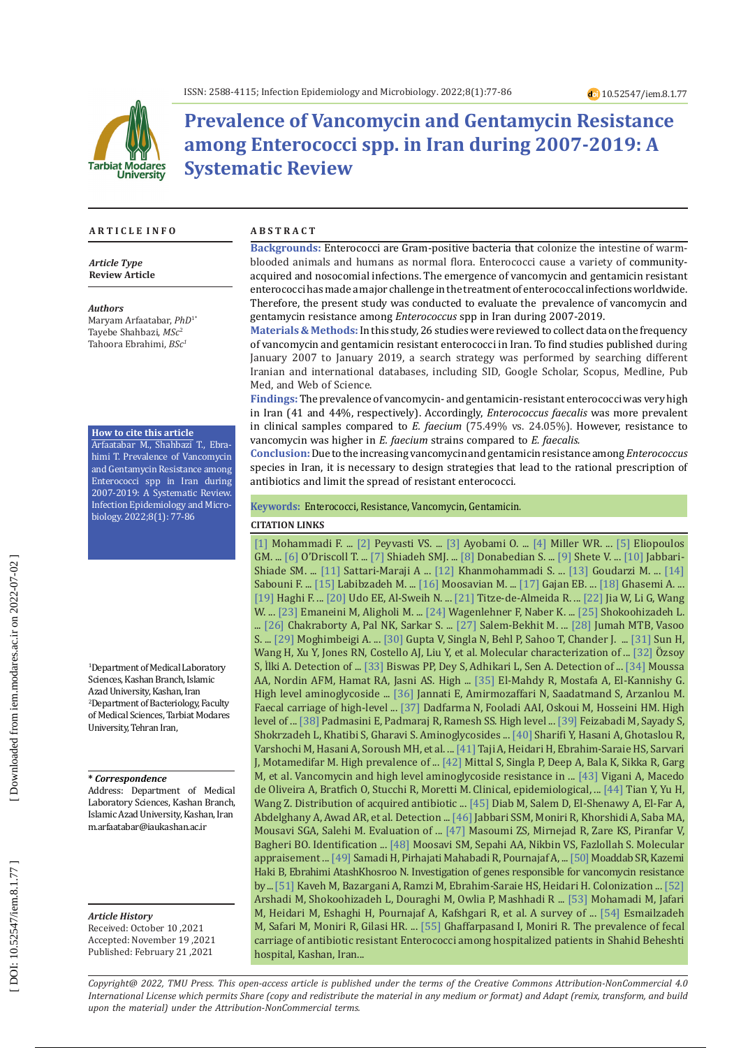ISSN: 2588-4115; Infection Epidemiology and Microbiology. 2022;8(1):77-86

10.52547/iem.8.1.77

# Prevalence of Vancomycin and Gentamycin Resistance among Enterococci spp. in Iran during 2007-2019: A Systematic Review

## ARTICLE INFO

***Article Type***
**Review Article**

***Authors***
Maryam Arfaatabar, *PhD*[1*]
Tayebe Shahbazi, *MSc*[2]
Tahoora Ebrahimi, *BSc*[1]

**How to cite this article**
Arfaatabar M., Shahbazi T., Ebrahimi T. Prevalence of Vancomycin and Gentamycin Resistance among Enterococci spp in Iran during 2007-2019: A Systematic Review. Infection Epidemiology and Microbiology. 2022;8(1): 77-86

[1]Department of Medical Laboratory Sciences, Kashan Branch, Islamic Azad University, Kashan, Iran
[2]Department of Bacteriology, Faculty of Medical Sciences, Tarbiat Modares University, Tehran Iran,

**\* *Correspondence***
Address: Department of Medical Laboratory Sciences, Kashan Branch, Islamic Azad University, Kashan, Iran
m.arfaatabar@iaukashan.ac.ir

***Article History***
Received: October 10 ,2021
Accepted: November 19 ,2021
Published: February 21 ,2021

## ABSTRACT

**Backgrounds:** Enterococci are Gram-positive bacteria that colonize the intestine of warm-blooded animals and humans as normal flora. Enterococci cause a variety of community-acquired and nosocomial infections. The emergence of vancomycin and gentamicin resistant enterococci has made a major challenge in the treatment of enterococcal infections worldwide. Therefore, the present study was conducted to evaluate the prevalence of vancomycin and gentamycin resistance among *Enterococcus* spp in Iran during 2007-2019.

**Materials & Methods:** In this study, 26 studies were reviewed to collect data on the frequency of vancomycin and gentamicin resistant enterococci in Iran. To find studies published during January 2007 to January 2019, a search strategy was performed by searching different Iranian and international databases, including SID, Google Scholar, Scopus, Medline, Pub Med, and Web of Science.

**Findings:** The prevalence of vancomycin- and gentamicin-resistant enterococci was very high in Iran (41 and 44%, respectively). Accordingly, *Enterococcus faecalis* was more prevalent in clinical samples compared to *E. faecium* (75.49% vs. 24.05%). However, resistance to vancomycin was higher in *E. faecium* strains compared to *E. faecalis.*

**Conclusion:** Due to the increasing vancomycin and gentamicin resistance among *Enterococcus* species in Iran, it is necessary to design strategies that lead to the rational prescription of antibiotics and limit the spread of resistant enterococci.

**Keywords:** Enterococci, Resistance, Vancomycin, Gentamicin.

**CITATION LINKS**

[1] Mohammadi F. ... [2] Peyvasti VS. ... [3] Ayobami O. ... [4] Miller WR. ... [5] Eliopoulos GM. ... [6] O'Driscoll T. ... [7] Shiadeh SMJ. ... [8] Donabedian S. ... [9] Shete V. ... [10] Jabbari-Shiade SM. ... [11] Sattari-Maraji A ... [12] Khanmohammadi S. ... [13] Goudarzi M. ... [14] Sabouni F. ... [15] Labibzadeh M. ... [16] Moosavian M. ... [17] Gajan EB. ... [18] Ghasemi A. ... [19] Haghi F. ... [20] Udo EE, Al-Sweih N. ... [21] Titze-de-Almeida R. ... [22] Jia W, Li G, Wang W. ... [23] Emaneini M, Aligholi M. ... [24] Wagenlehner F, Naber K. ... [25] Shokoohizadeh L. ... [26] Chakraborty A, Pal NK, Sarkar S. ... [27] Salem-Bekhit M. ... [28] Jumah MTB, Vasoo S. ... [29] Moghimbeigi A. ... [30] Gupta V, Singla N, Behl P, Sahoo T, Chander J. ... [31] Sun H, Wang H, Xu Y, Jones RN, Costello AJ, Liu Y, et al. Molecular characterization of ... [32] Özsoy S, İlki A. Detection of ... [33] Biswas PP, Dey S, Adhikari L, Sen A. Detection of ... [34] Moussa AA, Nordin AFM, Hamat RA, Jasni AS. High ... [35] El-Mahdy R, Mostafa A, El-Kannishy G. High level aminoglycoside ... [36] Jannati E, Amirmozaffari N, Saadatmand S, Arzanlou M. Faecal carriage of high-level ... [37] Dadfarma N, Fooladi AAI, Oskoui M, Hosseini HM. High level of ... [38] Padmasini E, Padmaraj R, Ramesh SS. High level ... [39] Feizabadi M, Sayady S, Shokrzadeh L, Khatibi S, Gharavi S. Aminoglycosides ... [40] Sharifi Y, Hasani A, Ghotaslou R, Varshochi M, Hasani A, Soroush MH, et al. ... [41] Taji A, Heidari H, Ebrahim-Saraie HS, Sarvari J, Motamedifar M. High prevalence of ... [42] Mittal S, Singla P, Deep A, Bala K, Sikka R, Garg M, et al. Vancomycin and high level aminoglycoside resistance in ... [43] Vigani A, Macedo de Oliveira A, Bratfich O, Stucchi R, Moretti M. Clinical, epidemiological, ... [44] Tian Y, Yu H, Wang Z. Distribution of acquired antibiotic ... [45] Diab M, Salem D, El-Shenawy A, El-Far A, Abdelghany A, Awad AR, et al. Detection ... [46] Jabbari SSM, Moniri R, Khorshidi A, Saba MA, Mousavi SGA, Salehi M. Evaluation of ... [47] Masoumi ZS, Mirnejad R, Zare KS, Piranfar V, Bagheri BO. Identification ... [48] Moosavi SM, Sepahi AA, Nikbin VS, Fazlollah S. Molecular appraisement ... [49] Samadi H, Pirhajati Mahabadi R, Pournajaf A, ... [50] Moaddab SR, Kazemi Haki B, Ebrahimi AtashKhosroo N. Investigation of genes responsible for vancomycin resistance by ... [51] Kaveh M, Bazargani A, Ramzi M, Ebrahim-Saraie HS, Heidari H. Colonization ... [52] Arshadi M, Shokoohizadeh L, Douraghi M, Owlia P, Mashhadi R ... [53] Mohamadi M, Jafari M, Heidari M, Eshaghi H, Pournajaf A, Kafshgari R, et al. A survey of ... [54] Esmailzadeh M, Safari M, Moniri R, Gilasi HR. ... [55] Ghaffarpasand I, Moniri R. The prevalence of fecal carriage of antibiotic resistant Enterococci among hospitalized patients in Shahid Beheshti hospital, Kashan, Iran...

*Copyright@ 2022, TMU Press. This open-access article is published under the terms of the Creative Commons Attribution-NonCommercial 4.0 International License which permits Share (copy and redistribute the material in any medium or format) and Adapt (remix, transform, and build upon the material) under the Attribution-NonCommercial terms.*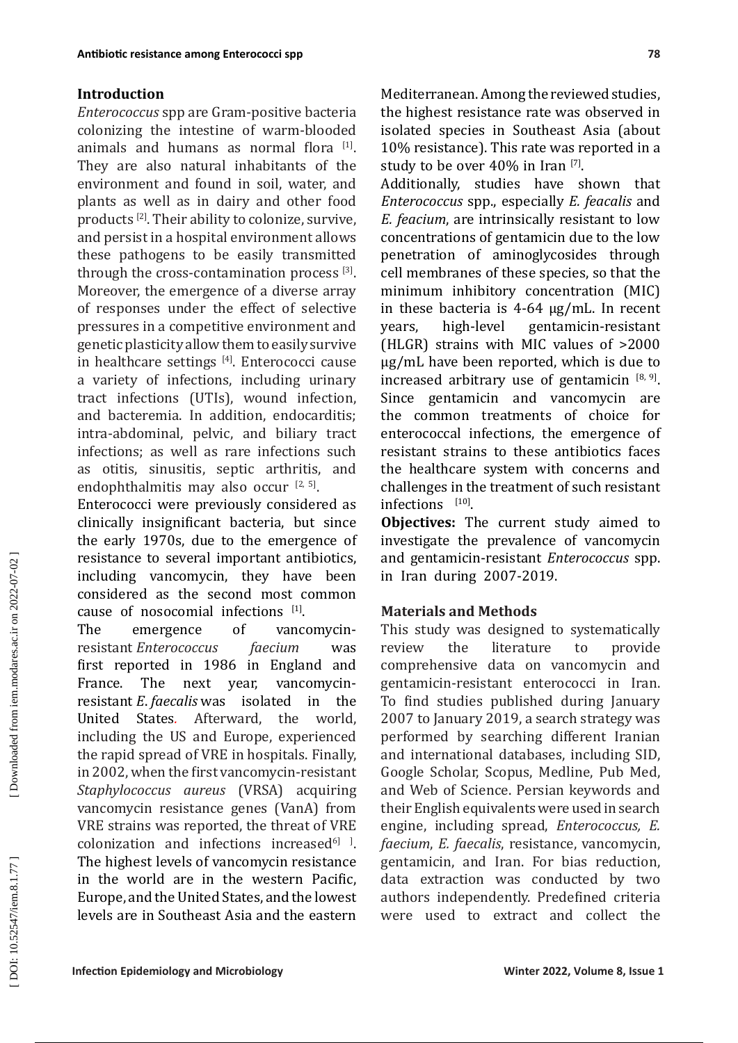## Introduction

*Enterococcus* spp are Gram-positive bacteria colonizing the intestine of warm-blooded animals and humans as normal flora [1]. They are also natural inhabitants of the environment and found in soil, water, and plants as well as in dairy and other food products [2]. Their ability to colonize, survive, and persist in a hospital environment allows these pathogens to be easily transmitted through the cross-contamination process [3]. Moreover, the emergence of a diverse array of responses under the effect of selective pressures in a competitive environment and genetic plasticity allow them to easily survive in healthcare settings [4]. Enterococci cause a variety of infections, including urinary tract infections (UTIs), wound infection, and bacteremia. In addition, endocarditis; intra-abdominal, pelvic, and biliary tract infections; as well as rare infections such as otitis, sinusitis, septic arthritis, and endophthalmitis may also occur [2, 5].

Enterococci were previously considered as clinically insignificant bacteria, but since the early 1970s, due to the emergence of resistance to several important antibiotics, including vancomycin, they have been considered as the second most common cause of nosocomial infections [1].

The emergence of vancomycin-resistant *Enterococcus faecium* was first reported in 1986 in England and France. The next year, vancomycin-resistant *E. faecalis* was isolated in the United States. Afterward, the world, including the US and Europe, experienced the rapid spread of VRE in hospitals. Finally, in 2002, when the first vancomycin-resistant *Staphylococcus aureus* (VRSA) acquiring vancomycin resistance genes (VanA) from VRE strains was reported, the threat of VRE colonization and infections increased[6]. The highest levels of vancomycin resistance in the world are in the western Pacific, Europe, and the United States, and the lowest levels are in Southeast Asia and the eastern Mediterranean. Among the reviewed studies, the highest resistance rate was observed in isolated species in Southeast Asia (about 10% resistance). This rate was reported in a study to be over 40% in Iran [7].

Additionally, studies have shown that *Enterococcus* spp., especially *E. feacalis* and *E. feacium*, are intrinsically resistant to low concentrations of gentamicin due to the low penetration of aminoglycosides through cell membranes of these species, so that the minimum inhibitory concentration (MIC) in these bacteria is 4-64 μg/mL. In recent years, high-level gentamicin-resistant (HLGR) strains with MIC values of >2000 μg/mL have been reported, which is due to increased arbitrary use of gentamicin [8, 9]. Since gentamicin and vancomycin are the common treatments of choice for enterococcal infections, the emergence of resistant strains to these antibiotics faces the healthcare system with concerns and challenges in the treatment of such resistant infections [10].

**Objectives:** The current study aimed to investigate the prevalence of vancomycin and gentamicin-resistant *Enterococcus* spp. in Iran during 2007-2019.

## Materials and Methods

This study was designed to systematically review the literature to provide comprehensive data on vancomycin and gentamicin-resistant enterococci in Iran. To find studies published during January 2007 to January 2019, a search strategy was performed by searching different Iranian and international databases, including SID, Google Scholar, Scopus, Medline, Pub Med, and Web of Science. Persian keywords and their English equivalents were used in search engine, including spread, *Enterococcus, E. faecium*, *E. faecalis*, resistance, vancomycin, gentamicin, and Iran. For bias reduction, data extraction was conducted by two authors independently. Predefined criteria were used to extract and collect the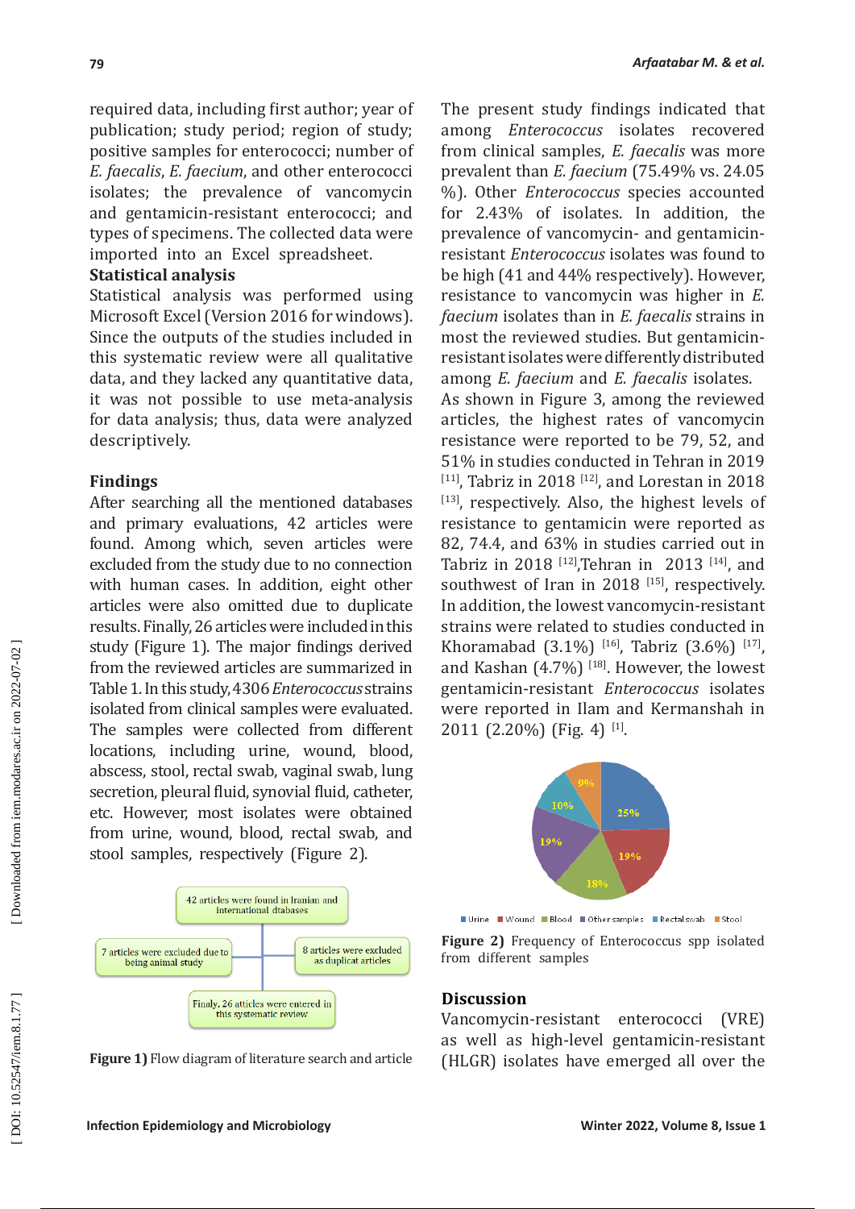required data, including first author; year of publication; study period; region of study; positive samples for enterococci; number of *E. faecalis*, *E. faecium*, and other enterococci isolates; the prevalence of vancomycin and gentamicin-resistant enterococci; and types of specimens. The collected data were imported into an Excel spreadsheet.

### Statistical analysis

Statistical analysis was performed using Microsoft Excel (Version 2016 for windows). Since the outputs of the studies included in this systematic review were all qualitative data, and they lacked any quantitative data, it was not possible to use meta-analysis for data analysis; thus, data were analyzed descriptively.

## Findings

After searching all the mentioned databases and primary evaluations, 42 articles were found. Among which, seven articles were excluded from the study due to no connection with human cases. In addition, eight other articles were also omitted due to duplicate results. Finally, 26 articles were included in this study (Figure 1). The major findings derived from the reviewed articles are summarized in Table 1. In this study, 4306 *Enterococcus* strains isolated from clinical samples were evaluated. The samples were collected from different locations, including urine, wound, blood, abscess, stool, rectal swab, vaginal swab, lung secretion, pleural fluid, synovial fluid, catheter, etc. However, most isolates were obtained from urine, wound, blood, rectal swab, and stool samples, respectively (Figure 2).

42 articles were found in Iranian and international dtabases

7 articles were excluded due to being animal study

8 articles were excluded as duplicat articles

Finaly, 26 atticles were entered in this systematic review

**Figure 1)** Flow diagram of literature search and article

The present study findings indicated that among *Enterococcus* isolates recovered from clinical samples, *E. faecalis* was more prevalent than *E. faecium* (75.49% vs. 24.05 %). Other *Enterococcus* species accounted for 2.43% of isolates. In addition, the prevalence of vancomycin- and gentamicin-resistant *Enterococcus* isolates was found to be high (41 and 44% respectively). However, resistance to vancomycin was higher in *E. faecium* isolates than in *E. faecalis* strains in most the reviewed studies. But gentamicin-resistant isolates were differently distributed among *E. faecium* and *E. faecalis* isolates.

As shown in Figure 3, among the reviewed articles, the highest rates of vancomycin resistance were reported to be 79, 52, and 51% in studies conducted in Tehran in 2019 [11], Tabriz in 2018 [12], and Lorestan in 2018 [13], respectively. Also, the highest levels of resistance to gentamicin were reported as 82, 74.4, and 63% in studies carried out in Tabriz in 2018 [12], Tehran in 2013 [14], and southwest of Iran in 2018 [15], respectively. In addition, the lowest vancomycin-resistant strains were related to studies conducted in Khoramabad (3.1%) [16], Tabriz (3.6%) [17], and Kashan (4.7%) [18]. However, the lowest gentamicin-resistant *Enterococcus* isolates were reported in Ilam and Kermanshah in 2011 (2.20%) (Fig. 4) [1].

25%, 19%, 18%, 19%, 10%, 9%

Urine, Wound, Blood, Other samples, Rectal swab, Stool

**Figure 2)** Frequency of Enterococcus spp isolated from different samples

## Discussion

Vancomycin-resistant enterococci (VRE) as well as high-level gentamicin-resistant (HLGR) isolates have emerged all over the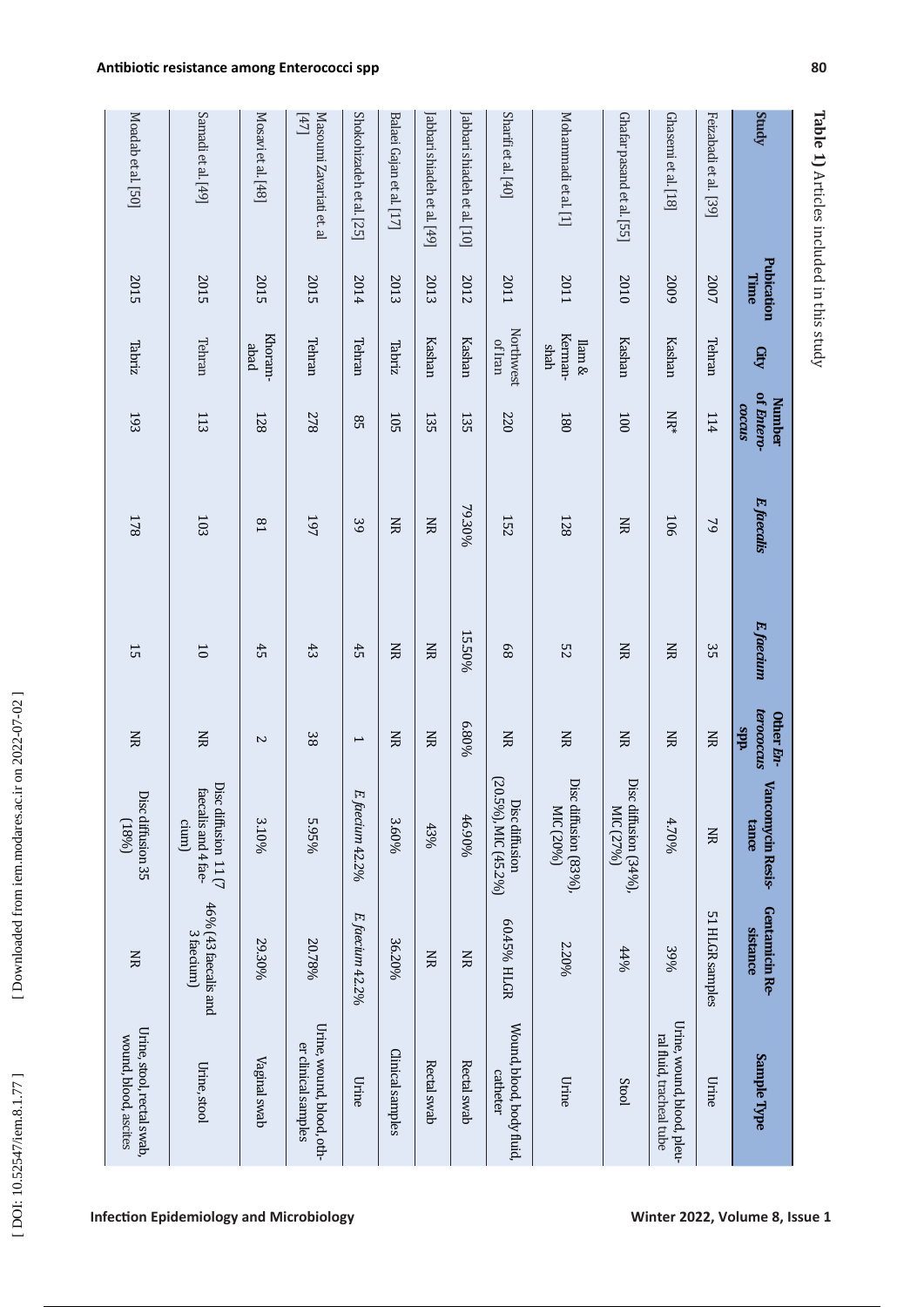**Table 1)** Articles included in this study

| Study | Publication Time | City | Number of *Enterococcus* | *E. faecalis* | *E. faecium* | Other *Enterococcus* spp. | Vancomycin Resistance | Gentamicin Resistance | Sample Type |
|---|---|---|---|---|---|---|---|---|---|
| Feizabadi et al. [39] | 2007 | Tehran | 114 | 79 | 35 | NR | NR | 51 HLGR samples | Urine |
| Ghasemi et al. [18] | 2009 | Kashan | NR* | 106 | NR | NR | 4.70% | 39% | Urine, wound, blood, pleural fluid, tracheal tube |
| Ghafarpasand et al. [55] | 2010 | Kashan | 100 | NR | NR | NR | Disc diffusion (34%), MIC (27%) | 44% | Stool |
| Mohammadi et al. [1] | 2011 | Ilam & Kermanshah | 180 | 128 | 52 | NR | Disc diffusion (83%), MIC (20%) | 2.20% | Urine |
| Sharifi et al. [40] | 2011 | Northwest of Iran | 220 | 152 | 68 | NR | Disc diffusion (20.5%), MIC (45.2%) | 60.45% HLGR | Wound, blood, body fluid, catheter |
| Jabbari shiadeh et al. [10] | 2012 | Kashan | 135 | 79.30% | 15.50% | 6.80% | 46.90% | NR | Rectal swab |
| Jabbari shiadeh et al. [49] | 2013 | Kashan | 135 | NR | NR | NR | 43% | NR | Rectal swab |
| Balaei Gajan et al. [17] | 2013 | Tabriz | 105 | NR | NR | NR | 3.60% | 36.20% | Clinical samples |
| Shokohizadeh et al. [25] | 2014 | Tehran | 85 | 39 | 45 | 1 | *E. faecium* 42.2% | *E. faecium* 42.2% | Urine |
| Masoumi Zavariati et. al [47] | 2015 | Tehran | 278 | 197 | 43 | 38 | 5.95% | 20.78% | Urine, wound, blood, other clinical samples |
| Mosavi et al. [48] | 2015 | Khoramabad | 128 | 81 | 45 | 2 | 3.10% | 29.30% | Vaginal swab |
| Samadi et al. [49] | 2015 | Tehran | 113 | 103 | 10 | NR | Disc diffusion 11 (7 faecalis and 4 faecium) | 46% (43 faecalis and 3 faecium) | Urine, stool |
| Moadab et al. [50] | 2015 | Tabriz | 193 | 178 | 15 | NR | Disc diffusion 35 (18%) | NR | Urine, stool, rectal swab, wound, blood, ascites |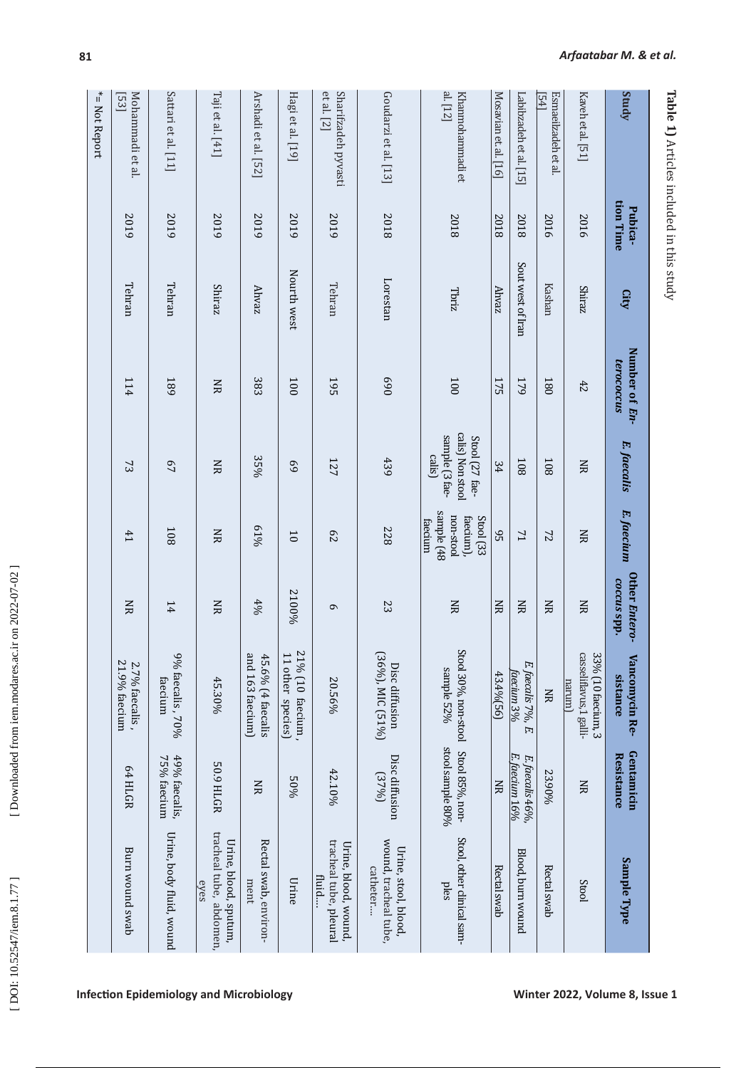**Table 1)** Articles included in this study

| Study | Publication Time | City | Number of *Enterococcus* | *E. faecalis* | *E. faecium* | Other *Enterococcus spp.* | Vancomycin Resistance | Gentamicin Resistance | Sample Type |
|---|---|---|---|---|---|---|---|---|---|
| Kaveh et al. [51] | 2016 | Shiraz | 42 | NR | NR | NR | 33% (10 faecium, 3 casseliflavus,1 gallinarum) | NR | Stool |
| Esmaeilzadeh et al. [54] | 2016 | Kashan | 180 | 108 | 72 | NR | NR | 23.90% | Rectal swab |
| Labibzadeh et al. [15] | 2018 | Sout west of Iran | 179 | 108 | 71 | NR | *E. faecalis* 7%, *E. faecium* 3% | *E. faecalis* 46%, *E. faecium* 16% | Blood, burn wound |
| Mosavian et. al. [16] | 2018 | Ahvaz | 175 | 34 | 95 | NR | 43.4%(56) | NR | Rectal swab |
| Khanmohammadi et al. [12] | 2018 | Tbriz | 100 | Stool (27 faecalis) Non stool sample (3 faecalis) | Stool (33 faecium), non-stool sample (48 faecium | NR | Stool 30%, non-stool sample 52% | Stool 85%, non-stool sample 80% | Stool, other clinical samples |
| Goudarzi et al. [13] | 2018 | Lorestan | 690 | 439 | 228 | 23 | Disc diffusion (36%), MIC (51%) | Disc diffusion (37%) | Urine, stool, blood, wound, tracheal tube, catheter.... |
| Sharifzadeh pyvasti et al. [2] | 2019 | Tehran | 195 | 127 | 62 | 6 | 20.56% | 42.10% | Urine, blood, wound, tracheal tube, pleural fluid... |
| Hagi et al. [19] | 2019 | Nourth west | 100 | 69 | 10 | 2100% | 21% (10 faecium, 11 other species) | 50% | Urine |
| Arshadi et al. [52] | 2019 | Ahvaz | 383 | 35% | 61% | 4% | 45.6% (4 faecalis and 163 faecium) | NR | Rectal swab, environment |
| Taji et al. [41] | 2019 | Shiraz | NR | NR | NR | NR | 45.30% | 50.9 HLGR | Urine, blood, sputum, tracheal tube, abdomen, eyes |
| Sattari et al. [11] | 2019 | Tehran | 189 | 67 | 108 | 14 | 9% faecalis , 70% faecium | 49% faecalis, 75% faecium | Urine, body fluid, wound |
| Mohammadi et al. [53] | 2019 | Tehran | 114 | 73 | 41 | NR | 2.7% faecalis , 21.9% faecium | 64 HLGR | Burn wound swab |

*= Not Report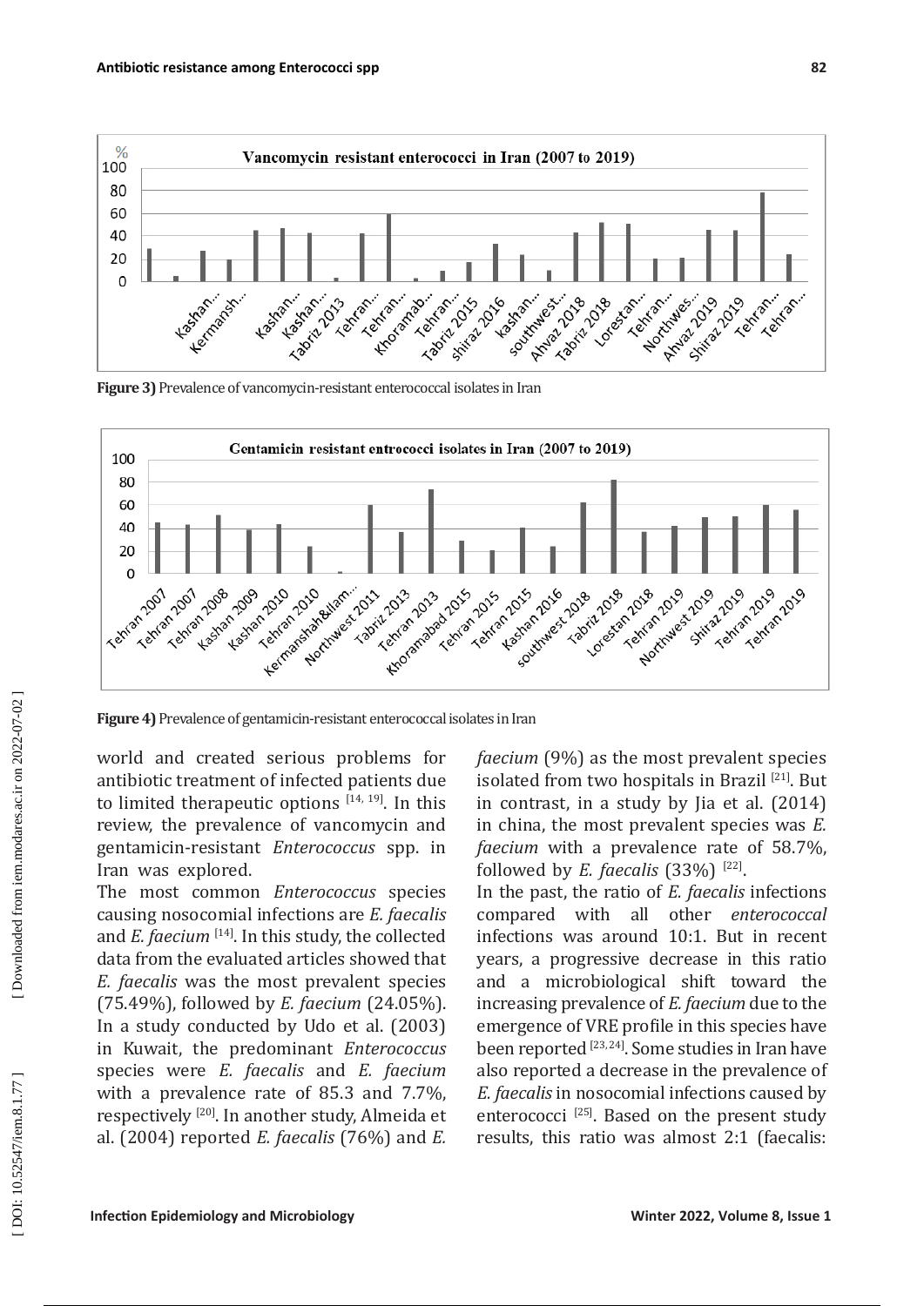**Figure 3)** Prevalence of vancomycin-resistant enterococcal isolates in Iran

**Figure 4)** Prevalence of gentamicin-resistant enterococcal isolates in Iran

world and created serious problems for antibiotic treatment of infected patients due to limited therapeutic options [14, 19]. In this review, the prevalence of vancomycin and gentamicin-resistant *Enterococcus* spp. in Iran was explored.

The most common *Enterococcus* species causing nosocomial infections are *E. faecalis* and *E. faecium* [14]. In this study, the collected data from the evaluated articles showed that *E. faecalis* was the most prevalent species (75.49%), followed by *E. faecium* (24.05%). In a study conducted by Udo et al. (2003) in Kuwait, the predominant *Enterococcus* species were *E. faecalis* and *E. faecium* with a prevalence rate of 85.3 and 7.7%, respectively [20]. In another study, Almeida et al. (2004) reported *E. faecalis* (76%) and *E. faecium* (9%) as the most prevalent species isolated from two hospitals in Brazil [21]. But in contrast, in a study by Jia et al. (2014) in china, the most prevalent species was *E. faecium* with a prevalence rate of 58.7%, followed by *E. faecalis* (33%) [22].

In the past, the ratio of *E. faecalis* infections compared with all other *enterococcal* infections was around 10:1. But in recent years, a progressive decrease in this ratio and a microbiological shift toward the increasing prevalence of *E. faecium* due to the emergence of VRE profile in this species have been reported [23, 24]. Some studies in Iran have also reported a decrease in the prevalence of *E. faecalis* in nosocomial infections caused by enterococci [25]. Based on the present study results, this ratio was almost 2:1 (faecalis: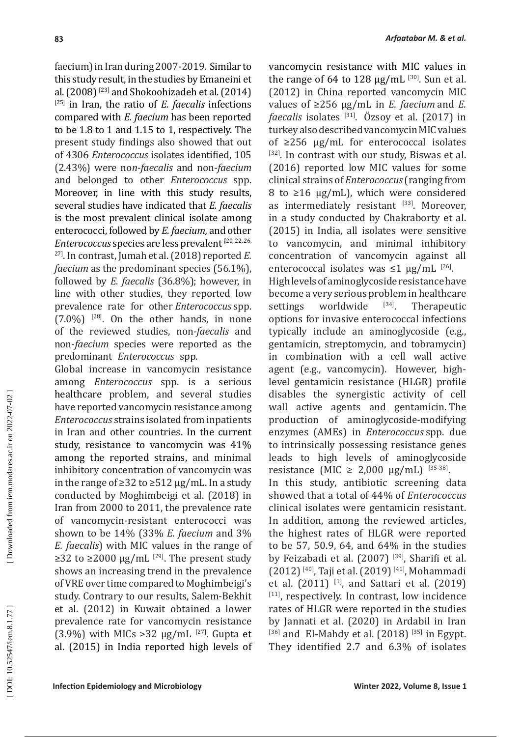faecium) in Iran during 2007-2019. Similar to this study result, in the studies by Emaneini et al. (2008) [23] and Shokoohizadeh et al. (2014) [25] in Iran, the ratio of *E. faecalis* infections compared with *E. faecium* has been reported to be 1.8 to 1 and 1.15 to 1, respectively. The present study findings also showed that out of 4306 *Enterococcus* isolates identified, 105 (2.43%) were no*n-faecalis* and non-*faecium* and belonged to other *Enterococcus* spp. Moreover, in line with this study results, several studies have indicated that *E. faecalis* is the most prevalent clinical isolate among enterococci, followed by *E. faecium,* and other *Enterococcus* species are less prevalent [20, 22, 26, 27]. In contrast, Jumah et al. (2018) reported *E. faecium* as the predominant species (56.1%), followed by *E. faecalis* (36.8%); however, in line with other studies, they reported low prevalence rate for other *Enterococcus* spp. (7.0%) [28]. On the other hands, in none of the reviewed studies, non-*faecalis* and non-*faecium* species were reported as the predominant *Enterococcus* spp.

Global increase in vancomycin resistance among *Enterococcus* spp. is a serious healthcare problem, and several studies have reported vancomycin resistance among *Enterococcus* strains isolated from inpatients in Iran and other countries. In the current study, resistance to vancomycin was 41% among the reported strains, and minimal inhibitory concentration of vancomycin was in the range of ≥32 to ≥512 µg/mL. In a study conducted by Moghimbeigi et al. (2018) in Iran from 2000 to 2011, the prevalence rate of vancomycin-resistant enterococci was shown to be 14% (33% *E. faecium* and 3% *E. faecalis*) with MIC values in the range of ≥32 to ≥2000 µg/mL [29]. The present study shows an increasing trend in the prevalence of VRE over time compared to Moghimbeigi's study. Contrary to our results, Salem-Bekhit et al. (2012) in Kuwait obtained a lower prevalence rate for vancomycin resistance (3.9%) with MICs >32 µg/mL [27]. Gupta et al. (2015) in India reported high levels of vancomycin resistance with MIC values in the range of 64 to 128 µg/mL [30]. Sun et al. (2012) in China reported vancomycin MIC values of ≥256 µg/mL in *E. faecium* and *E. faecalis* isolates [31]. Özsoy et al. (2017) in turkey also described vancomycin MIC values of ≥256 µg/mL for enterococcal isolates [32]. In contrast with our study, Biswas et al. (2016) reported low MIC values for some clinical strains of *Enterococcus* (ranging from 8 to ≥16 µg/mL), which were considered as intermediately resistant [33]. Moreover, in a study conducted by Chakraborty et al. (2015) in India, all isolates were sensitive to vancomycin, and minimal inhibitory concentration of vancomycin against all enterococcal isolates was ≤1 µg/mL [26].

High levels of aminoglycoside resistance have become a very serious problem in healthcare settings worldwide [34]. Therapeutic options for invasive enterococcal infections typically include an aminoglycoside (e.g., gentamicin, streptomycin, and tobramycin) in combination with a cell wall active agent (e.g., vancomycin). However, high-level gentamicin resistance (HLGR) profile disables the synergistic activity of cell wall active agents and gentamicin. The production of aminoglycoside-modifying enzymes (AMEs) in *Enterococcus* spp. due to intrinsically possessing resistance genes leads to high levels of aminoglycoside resistance (MIC ≥ 2,000 µg/mL) [35-38].

In this study, antibiotic screening data showed that a total of 44% of *Enterococcus* clinical isolates were gentamicin resistant. In addition, among the reviewed articles, the highest rates of HLGR were reported to be 57, 50.9, 64, and 64% in the studies by Feizabadi et al. (2007) [39], Sharifi et al. (2012) [40], Taji et al. (2019) [41], Mohammadi et al. (2011) [1], and Sattari et al. (2019) [11], respectively. In contrast, low incidence rates of HLGR were reported in the studies by Jannati et al. (2020) in Ardabil in Iran [36] and El-Mahdy et al. (2018) [35] in Egypt. They identified 2.7 and 6.3% of isolates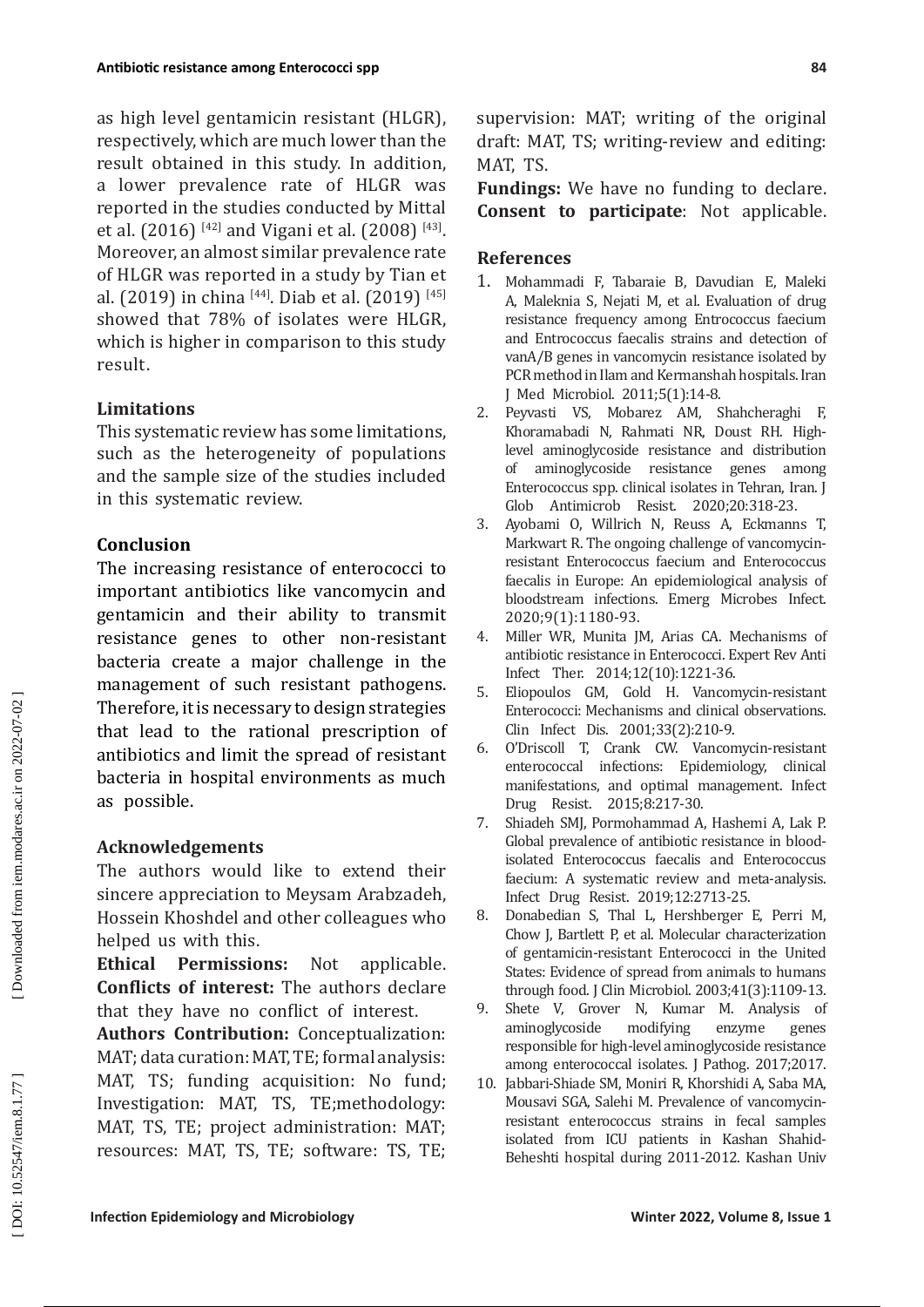as high level gentamicin resistant (HLGR), respectively, which are much lower than the result obtained in this study. In addition, a lower prevalence rate of HLGR was reported in the studies conducted by Mittal et al. (2016) [42] and Vigani et al. (2008) [43]. Moreover, an almost similar prevalence rate of HLGR was reported in a study by Tian et al. (2019) in china [44]. Diab et al. (2019) [45] showed that 78% of isolates were HLGR, which is higher in comparison to this study result.

### Limitations

This systematic review has some limitations, such as the heterogeneity of populations and the sample size of the studies included in this systematic review.

### Conclusion

The increasing resistance of enterococci to important antibiotics like vancomycin and gentamicin and their ability to transmit resistance genes to other non-resistant bacteria create a major challenge in the management of such resistant pathogens. Therefore, it is necessary to design strategies that lead to the rational prescription of antibiotics and limit the spread of resistant bacteria in hospital environments as much as possible.

### Acknowledgements

The authors would like to extend their sincere appreciation to Meysam Arabzadeh, Hossein Khoshdel and other colleagues who helped us with this.

**Ethical Permissions:** Not applicable.
**Conflicts of interest:** The authors declare that they have no conflict of interest.

**Authors Contribution:** Conceptualization: MAT; data curation: MAT, TE; formal analysis: MAT, TS; funding acquisition: No fund; Investigation: MAT, TS, TE;methodology: MAT, TS, TE; project administration: MAT; resources: MAT, TS, TE; software: TS, TE; supervision: MAT; writing of the original draft: MAT, TS; writing-review and editing: MAT, TS.

**Fundings:** We have no funding to declare.
**Consent to participate**: Not applicable.

### References

1. Mohammadi F, Tabaraie B, Davudian E, Maleki A, Maleknia S, Nejati M, et al. Evaluation of drug resistance frequency among Entrococcus faecium and Entrococcus faecalis strains and detection of vanA/B genes in vancomycin resistance isolated by PCR method in Ilam and Kermanshah hospitals. Iran J Med Microbiol. 2011;5(1):14-8.
2. Peyvasti VS, Mobarez AM, Shahcheraghi F, Khoramabadi N, Rahmati NR, Doust RH. High-level aminoglycoside resistance and distribution of aminoglycoside resistance genes among Enterococcus spp. clinical isolates in Tehran, Iran. J Glob Antimicrob Resist. 2020;20:318-23.
3. Ayobami O, Willrich N, Reuss A, Eckmanns T, Markwart R. The ongoing challenge of vancomycin-resistant Enterococcus faecium and Enterococcus faecalis in Europe: An epidemiological analysis of bloodstream infections. Emerg Microbes Infect. 2020;9(1):1180-93.
4. Miller WR, Munita JM, Arias CA. Mechanisms of antibiotic resistance in Enterococci. Expert Rev Anti Infect Ther. 2014;12(10):1221-36.
5. Eliopoulos GM, Gold H. Vancomycin-resistant Enterococci: Mechanisms and clinical observations. Clin Infect Dis. 2001;33(2):210-9.
6. O'Driscoll T, Crank CW. Vancomycin-resistant enterococcal infections: Epidemiology, clinical manifestations, and optimal management. Infect Drug Resist. 2015;8:217-30.
7. Shiadeh SMJ, Pormohammad A, Hashemi A, Lak P. Global prevalence of antibiotic resistance in blood-isolated Enterococcus faecalis and Enterococcus faecium: A systematic review and meta-analysis. Infect Drug Resist. 2019;12:2713-25.
8. Donabedian S, Thal L, Hershberger E, Perri M, Chow J, Bartlett P, et al. Molecular characterization of gentamicin-resistant Enterococci in the United States: Evidence of spread from animals to humans through food. J Clin Microbiol. 2003;41(3):1109-13.
9. Shete V, Grover N, Kumar M. Analysis of aminoglycoside modifying enzyme genes responsible for high-level aminoglycoside resistance among enterococcal isolates. J Pathog. 2017;2017.
10. Jabbari-Shiade SM, Moniri R, Khorshidi A, Saba MA, Mousavi SGA, Salehi M. Prevalence of vancomycin-resistant enterococcus strains in fecal samples isolated from ICU patients in Kashan Shahid-Beheshti hospital during 2011-2012. Kashan Univ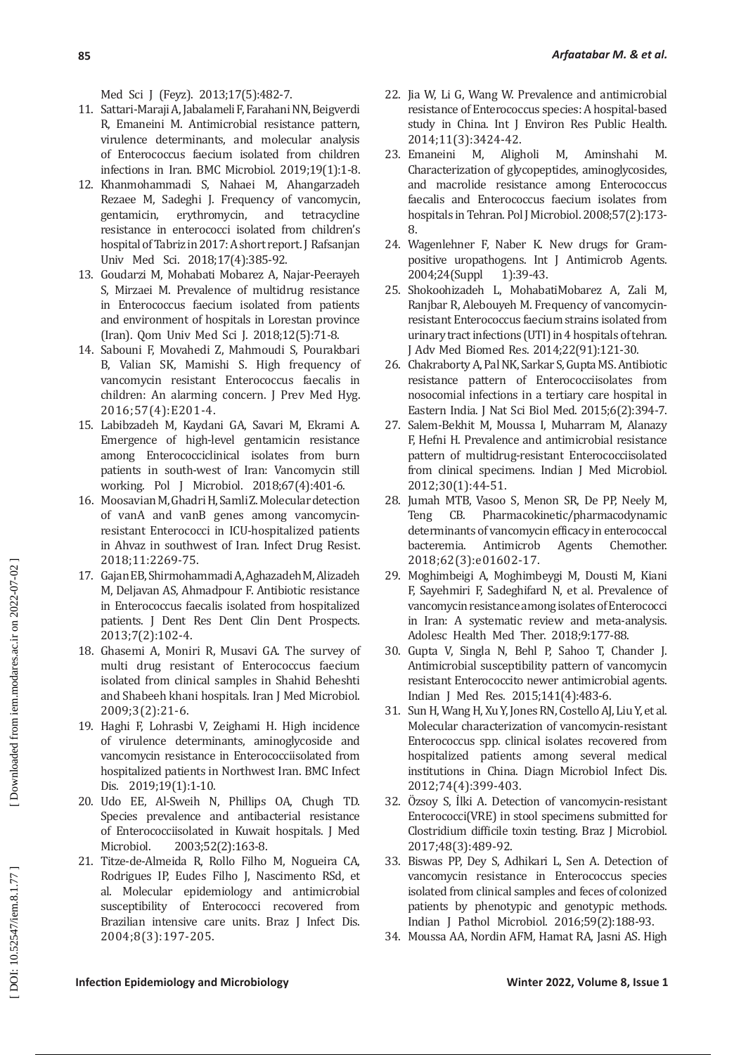Med Sci J (Feyz). 2013;17(5):482-7.

11. Sattari-Maraji A, Jabalameli F, Farahani NN, Beigverdi R, Emaneini M. Antimicrobial resistance pattern, virulence determinants, and molecular analysis of Enterococcus faecium isolated from children infections in Iran. BMC Microbiol. 2019;19(1):1-8.
12. Khanmohammadi S, Nahaei M, Ahangarzadeh Rezaee M, Sadeghi J. Frequency of vancomycin, gentamicin, erythromycin, and tetracycline resistance in enterococci isolated from children's hospital of Tabriz in 2017: A short report. J Rafsanjan Univ Med Sci. 2018;17(4):385-92.
13. Goudarzi M, Mohabati Mobarez A, Najar-Peerayeh S, Mirzaei M. Prevalence of multidrug resistance in Enterococcus faecium isolated from patients and environment of hospitals in Lorestan province (Iran). Qom Univ Med Sci J. 2018;12(5):71-8.
14. Sabouni F, Movahedi Z, Mahmoudi S, Pourakbari B, Valian SK, Mamishi S. High frequency of vancomycin resistant Enterococcus faecalis in children: An alarming concern. J Prev Med Hyg. 2016;57(4):E201-4.
15. Labibzadeh M, Kaydani GA, Savari M, Ekrami A. Emergence of high-level gentamicin resistance among Enterococciclinical isolates from burn patients in south-west of Iran: Vancomycin still working. Pol J Microbiol. 2018;67(4):401-6.
16. Moosavian M, Ghadri H, Samli Z. Molecular detection of vanA and vanB genes among vancomycin-resistant Enterococci in ICU-hospitalized patients in Ahvaz in southwest of Iran. Infect Drug Resist. 2018;11:2269-75.
17. Gajan EB, Shirmohammadi A, Aghazadeh M, Alizadeh M, Deljavan AS, Ahmadpour F. Antibiotic resistance in Enterococcus faecalis isolated from hospitalized patients. J Dent Res Dent Clin Dent Prospects. 2013;7(2):102-4.
18. Ghasemi A, Moniri R, Musavi GA. The survey of multi drug resistant of Enterococcus faecium isolated from clinical samples in Shahid Beheshti and Shabeeh khani hospitals. Iran J Med Microbiol. 2009;3(2):21-6.
19. Haghi F, Lohrasbi V, Zeighami H. High incidence of virulence determinants, aminoglycoside and vancomycin resistance in Enterococciisolated from hospitalized patients in Northwest Iran. BMC Infect Dis. 2019;19(1):1-10.
20. Udo EE, Al-Sweih N, Phillips OA, Chugh TD. Species prevalence and antibacterial resistance of Enterococciisolated in Kuwait hospitals. J Med Microbiol. 2003;52(2):163-8.
21. Titze-de-Almeida R, Rollo Filho M, Nogueira CA, Rodrigues IP, Eudes Filho J, Nascimento RSd, et al. Molecular epidemiology and antimicrobial susceptibility of Enterococci recovered from Brazilian intensive care units. Braz J Infect Dis. 2004;8(3):197-205.
22. Jia W, Li G, Wang W. Prevalence and antimicrobial resistance of Enterococcus species: A hospital-based study in China. Int J Environ Res Public Health. 2014;11(3):3424-42.
23. Emaneini M, Aligholi M, Aminshahi M. Characterization of glycopeptides, aminoglycosides, and macrolide resistance among Enterococcus faecalis and Enterococcus faecium isolates from hospitals in Tehran. Pol J Microbiol. 2008;57(2):173-8.
24. Wagenlehner F, Naber K. New drugs for Gram-positive uropathogens. Int J Antimicrob Agents. 2004;24(Suppl 1):39-43.
25. Shokoohizadeh L, MohabatiMobarez A, Zali M, Ranjbar R, Alebouyeh M. Frequency of vancomycin-resistant Enterococcus faecium strains isolated from urinary tract infections (UTI) in 4 hospitals of tehran. J Adv Med Biomed Res. 2014;22(91):121-30.
26. Chakraborty A, Pal NK, Sarkar S, Gupta MS. Antibiotic resistance pattern of Enterococciisolates from nosocomial infections in a tertiary care hospital in Eastern India. J Nat Sci Biol Med. 2015;6(2):394-7.
27. Salem-Bekhit M, Moussa I, Muharram M, Alanazy F, Hefni H. Prevalence and antimicrobial resistance pattern of multidrug-resistant Enterococciisolated from clinical specimens. Indian J Med Microbiol. 2012;30(1):44-51.
28. Jumah MTB, Vasoo S, Menon SR, De PP, Neely M, Teng CB. Pharmacokinetic/pharmacodynamic determinants of vancomycin efficacy in enterococcal bacteremia. Antimicrob Agents Chemother. 2018;62(3):e01602-17.
29. Moghimbeigi A, Moghimbeygi M, Dousti M, Kiani F, Sayehmiri F, Sadeghifard N, et al. Prevalence of vancomycin resistance among isolates of Enterococci in Iran: A systematic review and meta-analysis. Adolesc Health Med Ther. 2018;9:177-88.
30. Gupta V, Singla N, Behl P, Sahoo T, Chander J. Antimicrobial susceptibility pattern of vancomycin resistant Enterococcito newer antimicrobial agents. Indian J Med Res. 2015;141(4):483-6.
31. Sun H, Wang H, Xu Y, Jones RN, Costello AJ, Liu Y, et al. Molecular characterization of vancomycin-resistant Enterococcus spp. clinical isolates recovered from hospitalized patients among several medical institutions in China. Diagn Microbiol Infect Dis. 2012;74(4):399-403.
32. Özsoy S, İlki A. Detection of vancomycin-resistant Enterococci(VRE) in stool specimens submitted for Clostridium difficile toxin testing. Braz J Microbiol. 2017;48(3):489-92.
33. Biswas PP, Dey S, Adhikari L, Sen A. Detection of vancomycin resistance in Enterococcus species isolated from clinical samples and feces of colonized patients by phenotypic and genotypic methods. Indian J Pathol Microbiol. 2016;59(2):188-93.
34. Moussa AA, Nordin AFM, Hamat RA, Jasni AS. High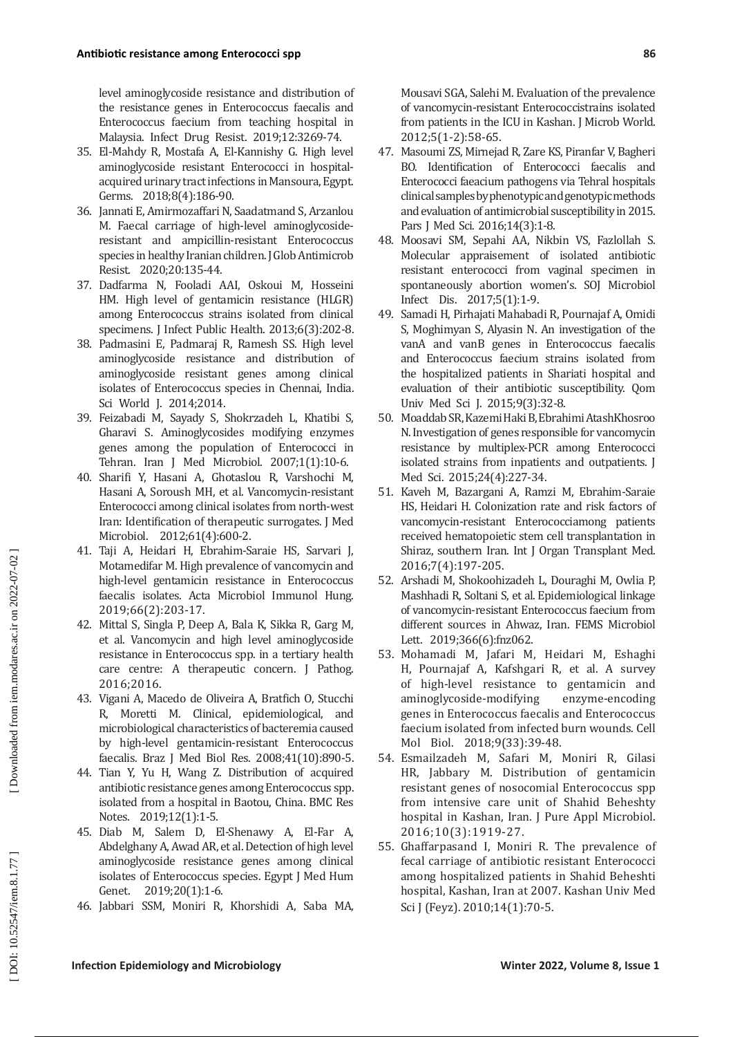level aminoglycoside resistance and distribution of the resistance genes in Enterococcus faecalis and Enterococcus faecium from teaching hospital in Malaysia. Infect Drug Resist. 2019;12:3269-74.

35. El-Mahdy R, Mostafa A, El-Kannishy G. High level aminoglycoside resistant Enterococci in hospital-acquired urinary tract infections in Mansoura, Egypt. Germs. 2018;8(4):186-90.
36. Jannati E, Amirmozaffari N, Saadatmand S, Arzanlou M. Faecal carriage of high-level aminoglycoside-resistant and ampicillin-resistant Enterococcus species in healthy Iranian children. J Glob Antimicrob Resist. 2020;20:135-44.
37. Dadfarma N, Fooladi AAI, Oskoui M, Hosseini HM. High level of gentamicin resistance (HLGR) among Enterococcus strains isolated from clinical specimens. J Infect Public Health. 2013;6(3):202-8.
38. Padmasini E, Padmaraj R, Ramesh SS. High level aminoglycoside resistance and distribution of aminoglycoside resistant genes among clinical isolates of Enterococcus species in Chennai, India. Sci World J. 2014;2014.
39. Feizabadi M, Sayady S, Shokrzadeh L, Khatibi S, Gharavi S. Aminoglycosides modifying enzymes genes among the population of Enterococci in Tehran. Iran J Med Microbiol. 2007;1(1):10-6.
40. Sharifi Y, Hasani A, Ghotaslou R, Varshochi M, Hasani A, Soroush MH, et al. Vancomycin-resistant Enterococci among clinical isolates from north-west Iran: Identification of therapeutic surrogates. J Med Microbiol. 2012;61(4):600-2.
41. Taji A, Heidari H, Ebrahim-Saraie HS, Sarvari J, Motamedifar M. High prevalence of vancomycin and high-level gentamicin resistance in Enterococcus faecalis isolates. Acta Microbiol Immunol Hung. 2019;66(2):203-17.
42. Mittal S, Singla P, Deep A, Bala K, Sikka R, Garg M, et al. Vancomycin and high level aminoglycoside resistance in Enterococcus spp. in a tertiary health care centre: A therapeutic concern. J Pathog. 2016;2016.
43. Vigani A, Macedo de Oliveira A, Bratfich O, Stucchi R, Moretti M. Clinical, epidemiological, and microbiological characteristics of bacteremia caused by high-level gentamicin-resistant Enterococcus faecalis. Braz J Med Biol Res. 2008;41(10):890-5.
44. Tian Y, Yu H, Wang Z. Distribution of acquired antibiotic resistance genes among Enterococcus spp. isolated from a hospital in Baotou, China. BMC Res Notes. 2019;12(1):1-5.
45. Diab M, Salem D, El-Shenawy A, El-Far A, Abdelghany A, Awad AR, et al. Detection of high level aminoglycoside resistance genes among clinical isolates of Enterococcus species. Egypt J Med Hum Genet. 2019;20(1):1-6.
46. Jabbari SSM, Moniri R, Khorshidi A, Saba MA, Mousavi SGA, Salehi M. Evaluation of the prevalence of vancomycin-resistant Enterococcistrains isolated from patients in the ICU in Kashan. J Microb World. 2012;5(1-2):58-65.
47. Masoumi ZS, Mirnejad R, Zare KS, Piranfar V, Bagheri BO. Identification of Enterococci faecalis and Enterococci faeacium pathogens via Tehral hospitals clinical samples by phenotypic and genotypic methods and evaluation of antimicrobial susceptibility in 2015. Pars J Med Sci. 2016;14(3):1-8.
48. Moosavi SM, Sepahi AA, Nikbin VS, Fazlollah S. Molecular appraisement of isolated antibiotic resistant enterococci from vaginal specimen in spontaneously abortion women's. SOJ Microbiol Infect Dis. 2017;5(1):1-9.
49. Samadi H, Pirhajati Mahabadi R, Pournajaf A, Omidi S, Moghimyan S, Alyasin N. An investigation of the vanA and vanB genes in Enterococcus faecalis and Enterococcus faecium strains isolated from the hospitalized patients in Shariati hospital and evaluation of their antibiotic susceptibility. Qom Univ Med Sci J. 2015;9(3):32-8.
50. Moaddab SR, Kazemi Haki B, Ebrahimi AtashKhosroo N. Investigation of genes responsible for vancomycin resistance by multiplex-PCR among Enterococci isolated strains from inpatients and outpatients. J Med Sci. 2015;24(4):227-34.
51. Kaveh M, Bazargani A, Ramzi M, Ebrahim-Saraie HS, Heidari H. Colonization rate and risk factors of vancomycin-resistant Enterococciamong patients received hematopoietic stem cell transplantation in Shiraz, southern Iran. Int J Organ Transplant Med. 2016;7(4):197-205.
52. Arshadi M, Shokoohizadeh L, Douraghi M, Owlia P, Mashhadi R, Soltani S, et al. Epidemiological linkage of vancomycin-resistant Enterococcus faecium from different sources in Ahwaz, Iran. FEMS Microbiol Lett. 2019;366(6):fnz062.
53. Mohamadi M, Jafari M, Heidari M, Eshaghi H, Pournajaf A, Kafshgari R, et al. A survey of high-level resistance to gentamicin and aminoglycoside-modifying enzyme-encoding genes in Enterococcus faecalis and Enterococcus faecium isolated from infected burn wounds. Cell Mol Biol. 2018;9(33):39-48.
54. Esmailzadeh M, Safari M, Moniri R, Gilasi HR, Jabbary M. Distribution of gentamicin resistant genes of nosocomial Enterococcus spp from intensive care unit of Shahid Beheshty hospital in Kashan, Iran. J Pure Appl Microbiol. 2016;10(3):1919-27.
55. Ghaffarpasand I, Moniri R. The prevalence of fecal carriage of antibiotic resistant Enterococci among hospitalized patients in Shahid Beheshti hospital, Kashan, Iran at 2007. Kashan Univ Med Sci J (Feyz). 2010;14(1):70-5.